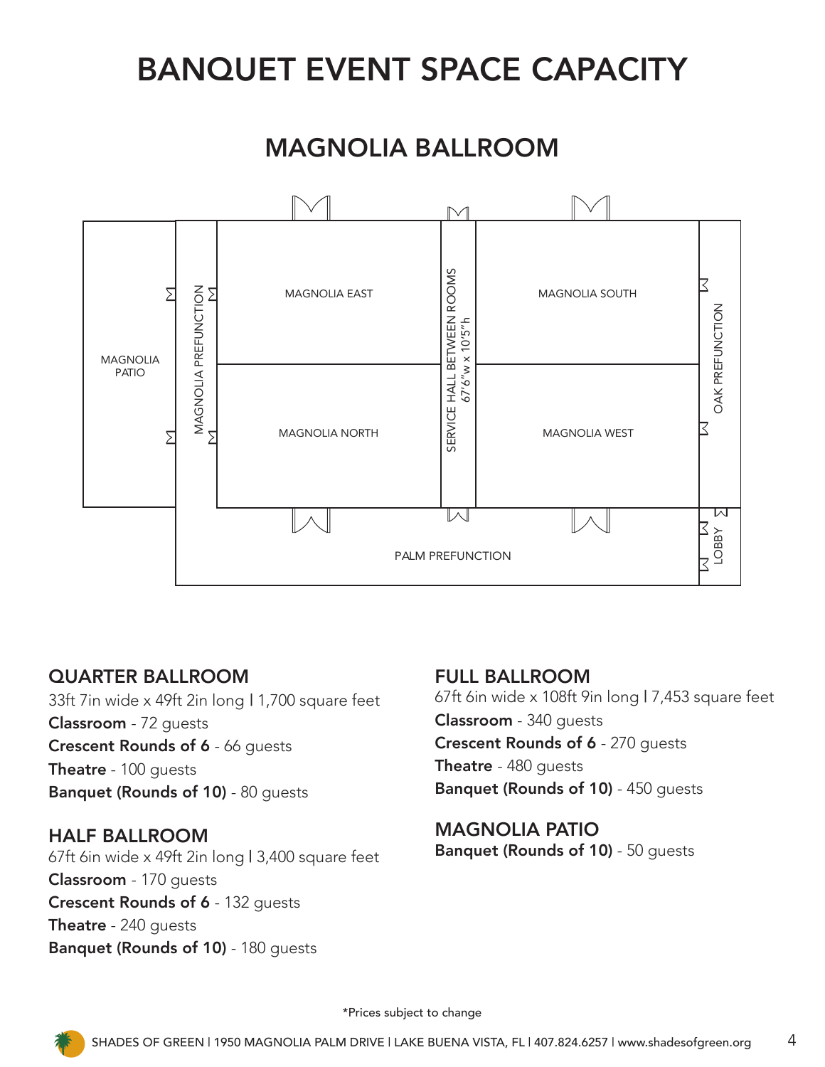# BANQUET EVENT SPACE CAPACITY

## MAGNOLIA BALLROOM

MAGNOLIA PATIO

MAGNOLIA PREFUNCTION

MAGNOLIA EAST

MAGNOLIA NORTH

SERVICE HALL BETWEEN ROOMS
67'6"w x 10'5"h

MAGNOLIA SOUTH

MAGNOLIA WEST

OAK PREFUNCTION

PALM PREFUNCTION

LOBBY

### QUARTER BALLROOM

33ft 7in wide x 49ft 2in long I 1,700 square feet

**Classroom** - 72 guests

**Crescent Rounds of 6** - 66 guests

**Theatre** - 100 guests

**Banquet (Rounds of 10)** - 80 guests

### HALF BALLROOM

67ft 6in wide x 49ft 2in long I 3,400 square feet

**Classroom** - 170 guests

**Crescent Rounds of 6** - 132 guests

**Theatre** - 240 guests

**Banquet (Rounds of 10)** - 180 guests

### FULL BALLROOM

67ft 6in wide x 108ft 9in long I 7,453 square feet

**Classroom** - 340 guests

**Crescent Rounds of 6** - 270 guests

**Theatre** - 480 guests

**Banquet (Rounds of 10)** - 450 guests

### MAGNOLIA PATIO

**Banquet (Rounds of 10)** - 50 guests

*Prices subject to change

SHADES OF GREEN I 1950 MAGNOLIA PALM DRIVE I LAKE BUENA VISTA, FL I 407.824.6257 I www.shadesofgreen.org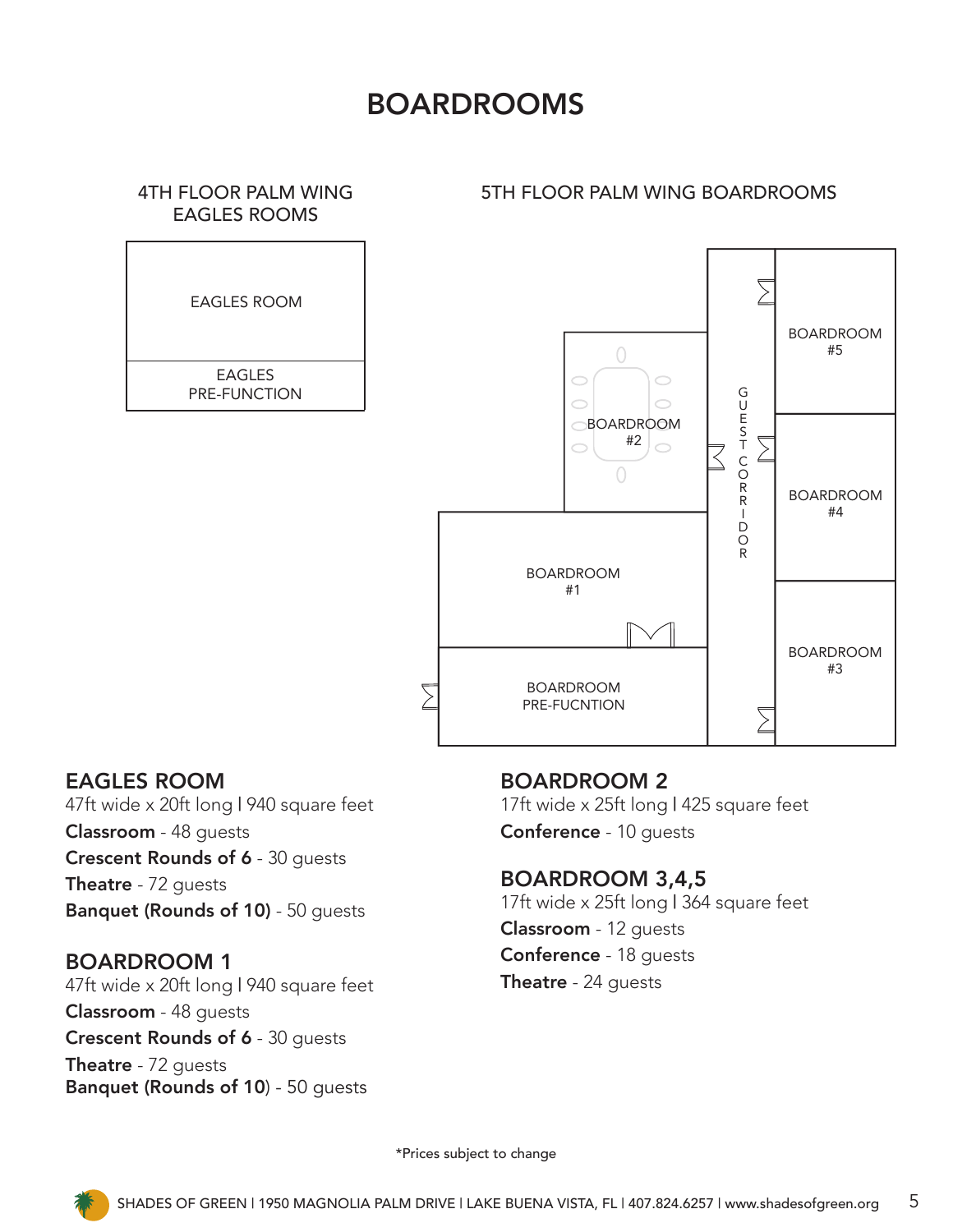# BOARDROOMS

4TH FLOOR PALM WING EAGLES ROOMS

EAGLES ROOM

EAGLES PRE-FUNCTION

5TH FLOOR PALM WING BOARDROOMS

BOARDROOM #5

BOARDROOM #2

GUEST CORRIDOR

BOARDROOM #4

BOARDROOM #1

BOARDROOM #3

BOARDROOM PRE-FUCNTION

## EAGLES ROOM

47ft wide x 20ft long I 940 square feet

**Classroom** - 48 guests

**Crescent Rounds of 6** - 30 guests

**Theatre** - 72 guests

**Banquet (Rounds of 10)** - 50 guests

## BOARDROOM 1

47ft wide x 20ft long I 940 square feet

**Classroom** - 48 guests

**Crescent Rounds of 6** - 30 guests

**Theatre** - 72 guests

**Banquet (Rounds of 10)** - 50 guests

## BOARDROOM 2

17ft wide x 25ft long I 425 square feet

**Conference** - 10 guests

## BOARDROOM 3,4,5

17ft wide x 25ft long I 364 square feet

**Classroom** - 12 guests

**Conference** - 18 guests

**Theatre** - 24 guests

*Prices subject to change

SHADES OF GREEN I 1950 MAGNOLIA PALM DRIVE I LAKE BUENA VISTA, FL I 407.824.6257 I www.shadesofgreen.org